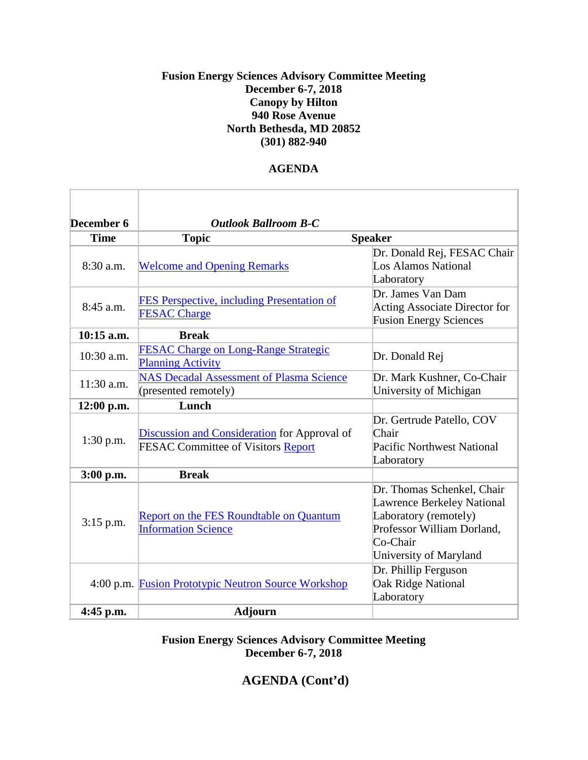**Fusion Energy Sciences Advisory Committee Meeting**
**December 6-7, 2018**
**Canopy by Hilton**
**940 Rose Avenue**
**North Bethesda, MD 20852**
**(301) 882-940**

**AGENDA**

| **December 6** | ***Outlook Ballroom B-C*** | |
|---|---|---|
| **Time** | **Topic** | **Speaker** |
| 8:30 a.m. | Welcome and Opening Remarks | Dr. Donald Rej, FESAC Chair<br>Los Alamos National Laboratory |
| 8:45 a.m. | FES Perspective, including Presentation of FESAC Charge | Dr. James Van Dam<br>Acting Associate Director for Fusion Energy Sciences |
| **10:15 a.m.** | **Break** | |
| 10:30 a.m. | FESAC Charge on Long-Range Strategic Planning Activity | Dr. Donald Rej |
| 11:30 a.m. | NAS Decadal Assessment of Plasma Science (presented remotely) | Dr. Mark Kushner, Co-Chair<br>University of Michigan |
| **12:00 p.m.** | **Lunch** | |
| 1:30 p.m. | Discussion and Consideration for Approval of FESAC Committee of Visitors Report | Dr. Gertrude Patello, COV Chair<br>Pacific Northwest National Laboratory |
| **3:00 p.m.** | **Break** | |
| 3:15 p.m. | Report on the FES Roundtable on Quantum Information Science | Dr. Thomas Schenkel, Chair<br>Lawrence Berkeley National Laboratory (remotely)<br>Professor William Dorland, Co-Chair<br>University of Maryland |
| 4:00 p.m. | Fusion Prototypic Neutron Source Workshop | Dr. Phillip Ferguson<br>Oak Ridge National Laboratory |
| **4:45 p.m.** | **Adjourn** | |

**Fusion Energy Sciences Advisory Committee Meeting**
**December 6-7, 2018**

**AGENDA (Cont'd)**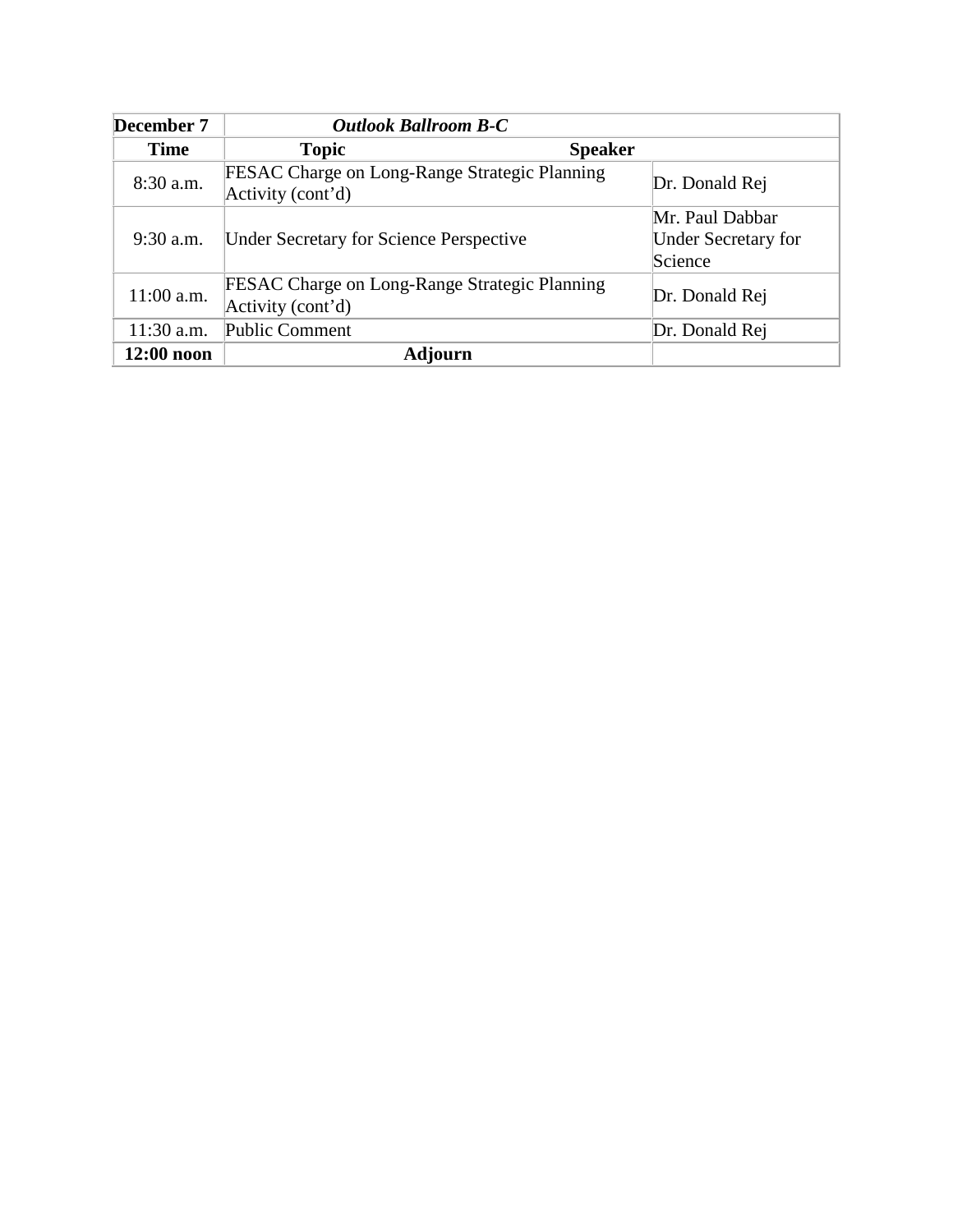| **December 7** | ***Outlook Ballroom B-C*** | |
|---|---|---|
| **Time** | **Topic** | **Speaker** |
| 8:30 a.m. | FESAC Charge on Long-Range Strategic Planning Activity (cont'd) | Dr. Donald Rej |
| 9:30 a.m. | Under Secretary for Science Perspective | Mr. Paul Dabbar Under Secretary for Science |
| 11:00 a.m. | FESAC Charge on Long-Range Strategic Planning Activity (cont'd) | Dr. Donald Rej |
| 11:30 a.m. | Public Comment | Dr. Donald Rej |
| **12:00 noon** | **Adjourn** | |